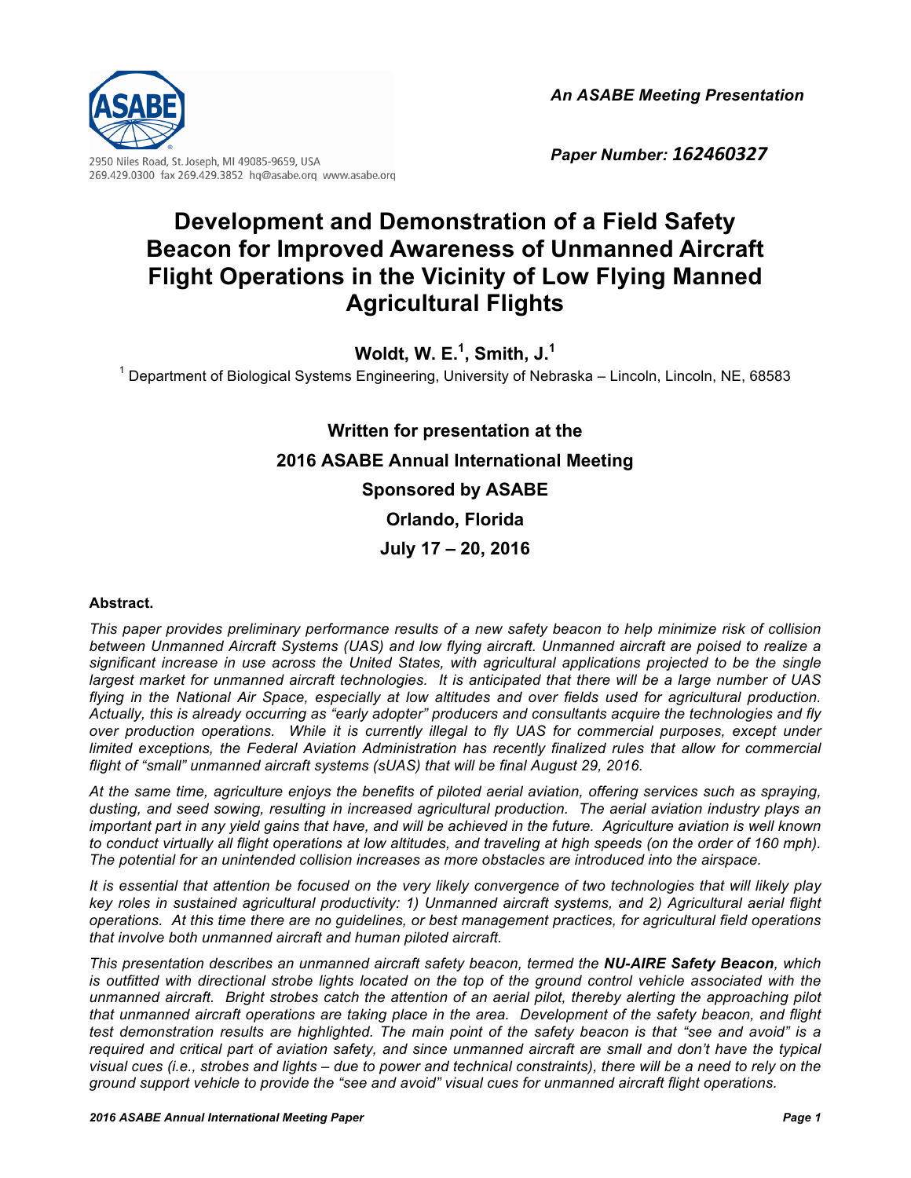An ASABE Meeting Presentation

2950 Niles Road, St. Joseph, MI 49085-9659, USA
269.429.0300 fax 269.429.3852 hq@asabe.org www.asabe.org

Paper Number: 162460327

# Development and Demonstration of a Field Safety Beacon for Improved Awareness of Unmanned Aircraft Flight Operations in the Vicinity of Low Flying Manned Agricultural Flights

**Woldt, W. E.[1], Smith, J.[1]**

[1] Department of Biological Systems Engineering, University of Nebraska – Lincoln, Lincoln, NE, 68583

**Written for presentation at the**
**2016 ASABE Annual International Meeting**
**Sponsored by ASABE**
**Orlando, Florida**
**July 17 – 20, 2016**

**Abstract.**

*This paper provides preliminary performance results of a new safety beacon to help minimize risk of collision between Unmanned Aircraft Systems (UAS) and low flying aircraft. Unmanned aircraft are poised to realize a significant increase in use across the United States, with agricultural applications projected to be the single largest market for unmanned aircraft technologies. It is anticipated that there will be a large number of UAS flying in the National Air Space, especially at low altitudes and over fields used for agricultural production. Actually, this is already occurring as "early adopter" producers and consultants acquire the technologies and fly over production operations. While it is currently illegal to fly UAS for commercial purposes, except under limited exceptions, the Federal Aviation Administration has recently finalized rules that allow for commercial flight of "small" unmanned aircraft systems (sUAS) that will be final August 29, 2016.*

*At the same time, agriculture enjoys the benefits of piloted aerial aviation, offering services such as spraying, dusting, and seed sowing, resulting in increased agricultural production. The aerial aviation industry plays an important part in any yield gains that have, and will be achieved in the future. Agriculture aviation is well known to conduct virtually all flight operations at low altitudes, and traveling at high speeds (on the order of 160 mph). The potential for an unintended collision increases as more obstacles are introduced into the airspace.*

*It is essential that attention be focused on the very likely convergence of two technologies that will likely play key roles in sustained agricultural productivity: 1) Unmanned aircraft systems, and 2) Agricultural aerial flight operations. At this time there are no guidelines, or best management practices, for agricultural field operations that involve both unmanned aircraft and human piloted aircraft.*

*This presentation describes an unmanned aircraft safety beacon, termed the* ***NU-AIRE Safety Beacon****, which is outfitted with directional strobe lights located on the top of the ground control vehicle associated with the unmanned aircraft. Bright strobes catch the attention of an aerial pilot, thereby alerting the approaching pilot that unmanned aircraft operations are taking place in the area. Development of the safety beacon, and flight test demonstration results are highlighted. The main point of the safety beacon is that "see and avoid" is a required and critical part of aviation safety, and since unmanned aircraft are small and don't have the typical visual cues (i.e., strobes and lights – due to power and technical constraints), there will be a need to rely on the ground support vehicle to provide the "see and avoid" visual cues for unmanned aircraft flight operations.*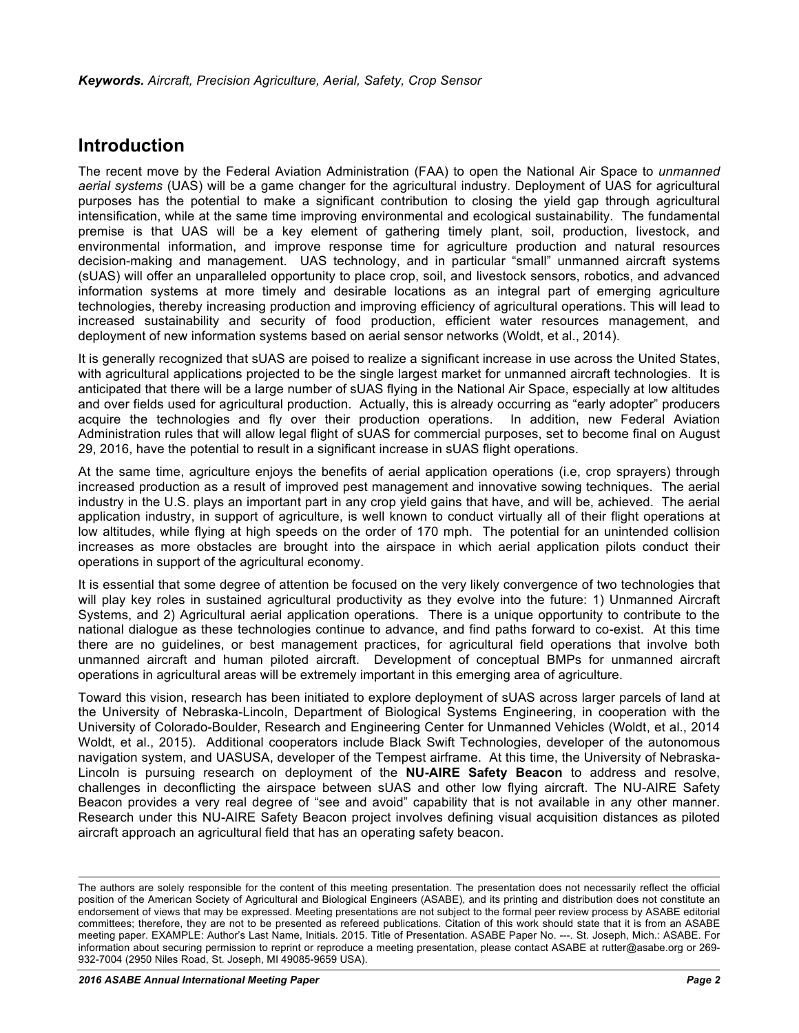***Keywords.** Aircraft, Precision Agriculture, Aerial, Safety, Crop Sensor*

## Introduction

The recent move by the Federal Aviation Administration (FAA) to open the National Air Space to *unmanned aerial systems* (UAS) will be a game changer for the agricultural industry. Deployment of UAS for agricultural purposes has the potential to make a significant contribution to closing the yield gap through agricultural intensification, while at the same time improving environmental and ecological sustainability. The fundamental premise is that UAS will be a key element of gathering timely plant, soil, production, livestock, and environmental information, and improve response time for agriculture production and natural resources decision-making and management. UAS technology, and in particular "small" unmanned aircraft systems (sUAS) will offer an unparalleled opportunity to place crop, soil, and livestock sensors, robotics, and advanced information systems at more timely and desirable locations as an integral part of emerging agriculture technologies, thereby increasing production and improving efficiency of agricultural operations. This will lead to increased sustainability and security of food production, efficient water resources management, and deployment of new information systems based on aerial sensor networks (Woldt, et al., 2014).

It is generally recognized that sUAS are poised to realize a significant increase in use across the United States, with agricultural applications projected to be the single largest market for unmanned aircraft technologies. It is anticipated that there will be a large number of sUAS flying in the National Air Space, especially at low altitudes and over fields used for agricultural production. Actually, this is already occurring as "early adopter" producers acquire the technologies and fly over their production operations. In addition, new Federal Aviation Administration rules that will allow legal flight of sUAS for commercial purposes, set to become final on August 29, 2016, have the potential to result in a significant increase in sUAS flight operations.

At the same time, agriculture enjoys the benefits of aerial application operations (i.e, crop sprayers) through increased production as a result of improved pest management and innovative sowing techniques. The aerial industry in the U.S. plays an important part in any crop yield gains that have, and will be, achieved. The aerial application industry, in support of agriculture, is well known to conduct virtually all of their flight operations at low altitudes, while flying at high speeds on the order of 170 mph. The potential for an unintended collision increases as more obstacles are brought into the airspace in which aerial application pilots conduct their operations in support of the agricultural economy.

It is essential that some degree of attention be focused on the very likely convergence of two technologies that will play key roles in sustained agricultural productivity as they evolve into the future: 1) Unmanned Aircraft Systems, and 2) Agricultural aerial application operations. There is a unique opportunity to contribute to the national dialogue as these technologies continue to advance, and find paths forward to co-exist. At this time there are no guidelines, or best management practices, for agricultural field operations that involve both unmanned aircraft and human piloted aircraft. Development of conceptual BMPs for unmanned aircraft operations in agricultural areas will be extremely important in this emerging area of agriculture.

Toward this vision, research has been initiated to explore deployment of sUAS across larger parcels of land at the University of Nebraska-Lincoln, Department of Biological Systems Engineering, in cooperation with the University of Colorado-Boulder, Research and Engineering Center for Unmanned Vehicles (Woldt, et al., 2014 Woldt, et al., 2015). Additional cooperators include Black Swift Technologies, developer of the autonomous navigation system, and UASUSA, developer of the Tempest airframe. At this time, the University of Nebraska-Lincoln is pursuing research on deployment of the **NU-AIRE Safety Beacon** to address and resolve, challenges in deconflicting the airspace between sUAS and other low flying aircraft. The NU-AIRE Safety Beacon provides a very real degree of "see and avoid" capability that is not available in any other manner. Research under this NU-AIRE Safety Beacon project involves defining visual acquisition distances as piloted aircraft approach an agricultural field that has an operating safety beacon.

The authors are solely responsible for the content of this meeting presentation. The presentation does not necessarily reflect the official position of the American Society of Agricultural and Biological Engineers (ASABE), and its printing and distribution does not constitute an endorsement of views that may be expressed. Meeting presentations are not subject to the formal peer review process by ASABE editorial committees; therefore, they are not to be presented as refereed publications. Citation of this work should state that it is from an ASABE meeting paper. EXAMPLE: Author's Last Name, Initials. 2015. Title of Presentation. ASABE Paper No. ---. St. Joseph, Mich.: ASABE. For information about securing permission to reprint or reproduce a meeting presentation, please contact ASABE at rutter@asabe.org or 269-932-7004 (2950 Niles Road, St. Joseph, MI 49085-9659 USA).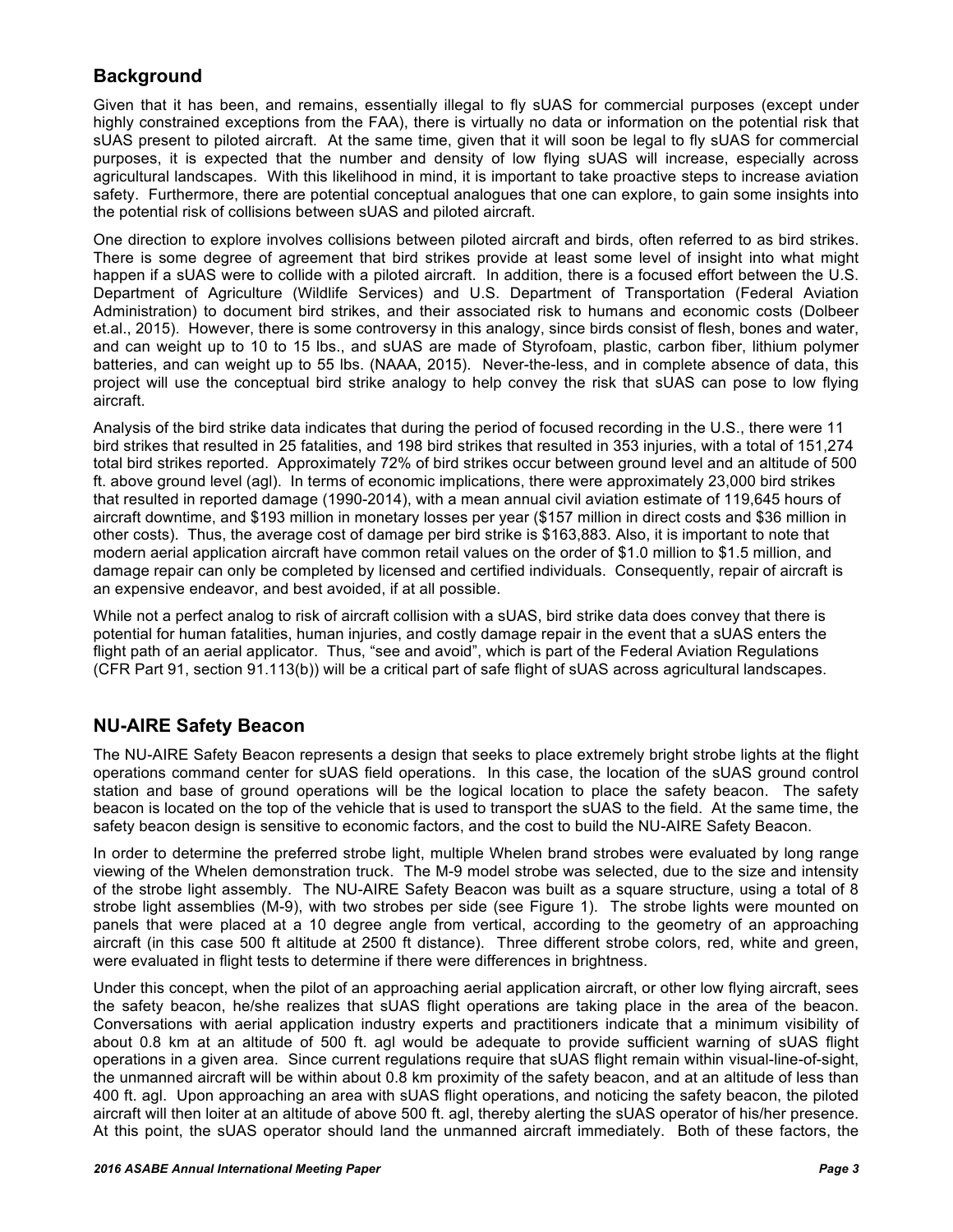## Background

Given that it has been, and remains, essentially illegal to fly sUAS for commercial purposes (except under highly constrained exceptions from the FAA), there is virtually no data or information on the potential risk that sUAS present to piloted aircraft. At the same time, given that it will soon be legal to fly sUAS for commercial purposes, it is expected that the number and density of low flying sUAS will increase, especially across agricultural landscapes. With this likelihood in mind, it is important to take proactive steps to increase aviation safety. Furthermore, there are potential conceptual analogues that one can explore, to gain some insights into the potential risk of collisions between sUAS and piloted aircraft.

One direction to explore involves collisions between piloted aircraft and birds, often referred to as bird strikes. There is some degree of agreement that bird strikes provide at least some level of insight into what might happen if a sUAS were to collide with a piloted aircraft. In addition, there is a focused effort between the U.S. Department of Agriculture (Wildlife Services) and U.S. Department of Transportation (Federal Aviation Administration) to document bird strikes, and their associated risk to humans and economic costs (Dolbeer et.al., 2015). However, there is some controversy in this analogy, since birds consist of flesh, bones and water, and can weight up to 10 to 15 lbs., and sUAS are made of Styrofoam, plastic, carbon fiber, lithium polymer batteries, and can weight up to 55 lbs. (NAAA, 2015). Never-the-less, and in complete absence of data, this project will use the conceptual bird strike analogy to help convey the risk that sUAS can pose to low flying aircraft.

Analysis of the bird strike data indicates that during the period of focused recording in the U.S., there were 11 bird strikes that resulted in 25 fatalities, and 198 bird strikes that resulted in 353 injuries, with a total of 151,274 total bird strikes reported. Approximately 72% of bird strikes occur between ground level and an altitude of 500 ft. above ground level (agl). In terms of economic implications, there were approximately 23,000 bird strikes that resulted in reported damage (1990-2014), with a mean annual civil aviation estimate of 119,645 hours of aircraft downtime, and $193 million in monetary losses per year ($157 million in direct costs and $36 million in other costs). Thus, the average cost of damage per bird strike is $163,883. Also, it is important to note that modern aerial application aircraft have common retail values on the order of $1.0 million to $1.5 million, and damage repair can only be completed by licensed and certified individuals. Consequently, repair of aircraft is an expensive endeavor, and best avoided, if at all possible.

While not a perfect analog to risk of aircraft collision with a sUAS, bird strike data does convey that there is potential for human fatalities, human injuries, and costly damage repair in the event that a sUAS enters the flight path of an aerial applicator. Thus, "see and avoid", which is part of the Federal Aviation Regulations (CFR Part 91, section 91.113(b)) will be a critical part of safe flight of sUAS across agricultural landscapes.

## NU-AIRE Safety Beacon

The NU-AIRE Safety Beacon represents a design that seeks to place extremely bright strobe lights at the flight operations command center for sUAS field operations. In this case, the location of the sUAS ground control station and base of ground operations will be the logical location to place the safety beacon. The safety beacon is located on the top of the vehicle that is used to transport the sUAS to the field. At the same time, the safety beacon design is sensitive to economic factors, and the cost to build the NU-AIRE Safety Beacon.

In order to determine the preferred strobe light, multiple Whelen brand strobes were evaluated by long range viewing of the Whelen demonstration truck. The M-9 model strobe was selected, due to the size and intensity of the strobe light assembly. The NU-AIRE Safety Beacon was built as a square structure, using a total of 8 strobe light assemblies (M-9), with two strobes per side (see Figure 1). The strobe lights were mounted on panels that were placed at a 10 degree angle from vertical, according to the geometry of an approaching aircraft (in this case 500 ft altitude at 2500 ft distance). Three different strobe colors, red, white and green, were evaluated in flight tests to determine if there were differences in brightness.

Under this concept, when the pilot of an approaching aerial application aircraft, or other low flying aircraft, sees the safety beacon, he/she realizes that sUAS flight operations are taking place in the area of the beacon. Conversations with aerial application industry experts and practitioners indicate that a minimum visibility of about 0.8 km at an altitude of 500 ft. agl would be adequate to provide sufficient warning of sUAS flight operations in a given area. Since current regulations require that sUAS flight remain within visual-line-of-sight, the unmanned aircraft will be within about 0.8 km proximity of the safety beacon, and at an altitude of less than 400 ft. agl. Upon approaching an area with sUAS flight operations, and noticing the safety beacon, the piloted aircraft will then loiter at an altitude of above 500 ft. agl, thereby alerting the sUAS operator of his/her presence. At this point, the sUAS operator should land the unmanned aircraft immediately. Both of these factors, the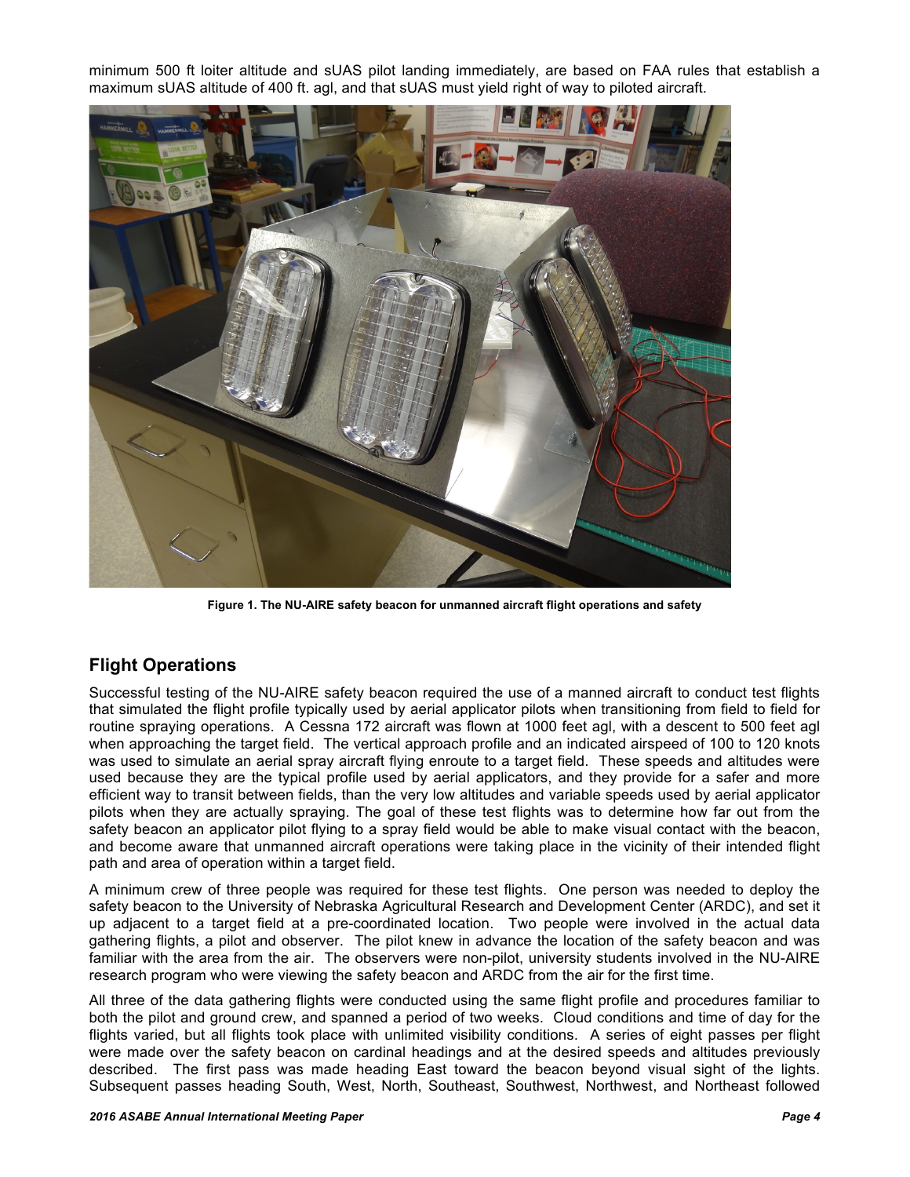minimum 500 ft loiter altitude and sUAS pilot landing immediately, are based on FAA rules that establish a maximum sUAS altitude of 400 ft. agl, and that sUAS must yield right of way to piloted aircraft.

**Figure 1. The NU-AIRE safety beacon for unmanned aircraft flight operations and safety**

## Flight Operations

Successful testing of the NU-AIRE safety beacon required the use of a manned aircraft to conduct test flights that simulated the flight profile typically used by aerial applicator pilots when transitioning from field to field for routine spraying operations. A Cessna 172 aircraft was flown at 1000 feet agl, with a descent to 500 feet agl when approaching the target field. The vertical approach profile and an indicated airspeed of 100 to 120 knots was used to simulate an aerial spray aircraft flying enroute to a target field. These speeds and altitudes were used because they are the typical profile used by aerial applicators, and they provide for a safer and more efficient way to transit between fields, than the very low altitudes and variable speeds used by aerial applicator pilots when they are actually spraying. The goal of these test flights was to determine how far out from the safety beacon an applicator pilot flying to a spray field would be able to make visual contact with the beacon, and become aware that unmanned aircraft operations were taking place in the vicinity of their intended flight path and area of operation within a target field.

A minimum crew of three people was required for these test flights. One person was needed to deploy the safety beacon to the University of Nebraska Agricultural Research and Development Center (ARDC), and set it up adjacent to a target field at a pre-coordinated location. Two people were involved in the actual data gathering flights, a pilot and observer. The pilot knew in advance the location of the safety beacon and was familiar with the area from the air. The observers were non-pilot, university students involved in the NU-AIRE research program who were viewing the safety beacon and ARDC from the air for the first time.

All three of the data gathering flights were conducted using the same flight profile and procedures familiar to both the pilot and ground crew, and spanned a period of two weeks. Cloud conditions and time of day for the flights varied, but all flights took place with unlimited visibility conditions. A series of eight passes per flight were made over the safety beacon on cardinal headings and at the desired speeds and altitudes previously described. The first pass was made heading East toward the beacon beyond visual sight of the lights. Subsequent passes heading South, West, North, Southeast, Southwest, Northwest, and Northeast followed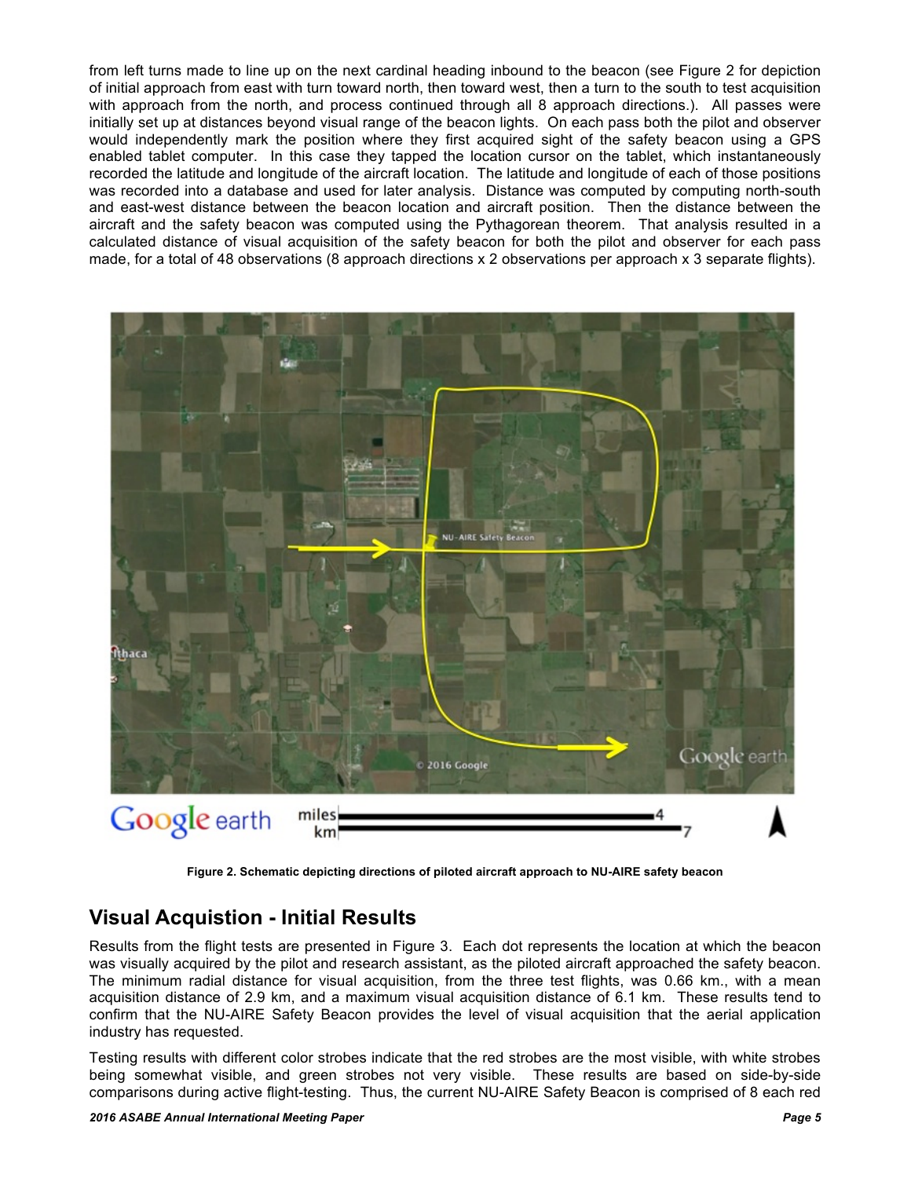from left turns made to line up on the next cardinal heading inbound to the beacon (see Figure 2 for depiction of initial approach from east with turn toward north, then toward west, then a turn to the south to test acquisition with approach from the north, and process continued through all 8 approach directions.). All passes were initially set up at distances beyond visual range of the beacon lights. On each pass both the pilot and observer would independently mark the position where they first acquired sight of the safety beacon using a GPS enabled tablet computer. In this case they tapped the location cursor on the tablet, which instantaneously recorded the latitude and longitude of the aircraft location. The latitude and longitude of each of those positions was recorded into a database and used for later analysis. Distance was computed by computing north-south and east-west distance between the beacon location and aircraft position. Then the distance between the aircraft and the safety beacon was computed using the Pythagorean theorem. That analysis resulted in a calculated distance of visual acquisition of the safety beacon for both the pilot and observer for each pass made, for a total of 48 observations (8 approach directions x 2 observations per approach x 3 separate flights).

**Figure 2. Schematic depicting directions of piloted aircraft approach to NU-AIRE safety beacon**

## Visual Acquistion - Initial Results

Results from the flight tests are presented in Figure 3. Each dot represents the location at which the beacon was visually acquired by the pilot and research assistant, as the piloted aircraft approached the safety beacon. The minimum radial distance for visual acquisition, from the three test flights, was 0.66 km., with a mean acquisition distance of 2.9 km, and a maximum visual acquisition distance of 6.1 km. These results tend to confirm that the NU-AIRE Safety Beacon provides the level of visual acquisition that the aerial application industry has requested.

Testing results with different color strobes indicate that the red strobes are the most visible, with white strobes being somewhat visible, and green strobes not very visible. These results are based on side-by-side comparisons during active flight-testing. Thus, the current NU-AIRE Safety Beacon is comprised of 8 each red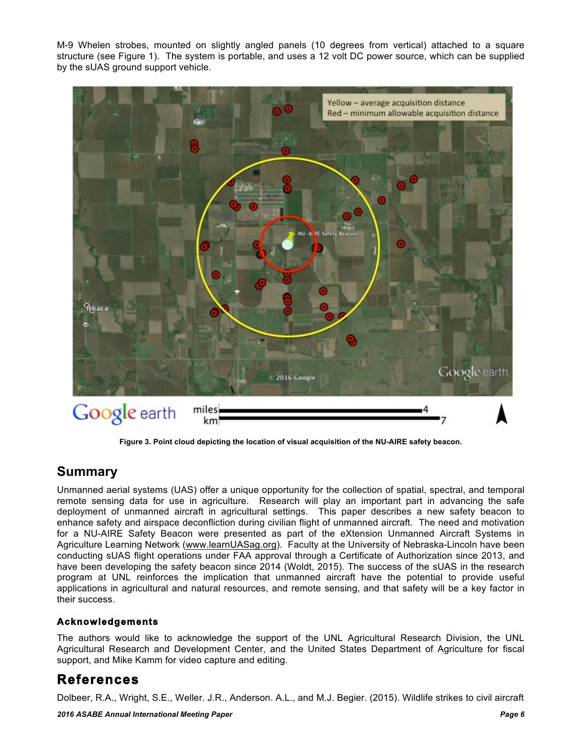M-9 Whelen strobes, mounted on slightly angled panels (10 degrees from vertical) attached to a square structure (see Figure 1). The system is portable, and uses a 12 volt DC power source, which can be supplied by the sUAS ground support vehicle.

**Figure 3. Point cloud depicting the location of visual acquisition of the NU-AIRE safety beacon.**

## Summary

Unmanned aerial systems (UAS) offer a unique opportunity for the collection of spatial, spectral, and temporal remote sensing data for use in agriculture. Research will play an important part in advancing the safe deployment of unmanned aircraft in agricultural settings. This paper describes a new safety beacon to enhance safety and airspace deconfliction during civilian flight of unmanned aircraft. The need and motivation for a NU-AIRE Safety Beacon were presented as part of the eXtension Unmanned Aircraft Systems in Agriculture Learning Network (www.learnUASag.org). Faculty at the University of Nebraska-Lincoln have been conducting sUAS flight operations under FAA approval through a Certificate of Authorization since 2013, and have been developing the safety beacon since 2014 (Woldt, 2015). The success of the sUAS in the research program at UNL reinforces the implication that unmanned aircraft have the potential to provide useful applications in agricultural and natural resources, and remote sensing, and that safety will be a key factor in their success.

### Acknowledgements

The authors would like to acknowledge the support of the UNL Agricultural Research Division, the UNL Agricultural Research and Development Center, and the United States Department of Agriculture for fiscal support, and Mike Kamm for video capture and editing.

## References

Dolbeer, R.A., Wright, S.E., Weller. J.R., Anderson. A.L., and M.J. Begier. (2015). Wildlife strikes to civil aircraft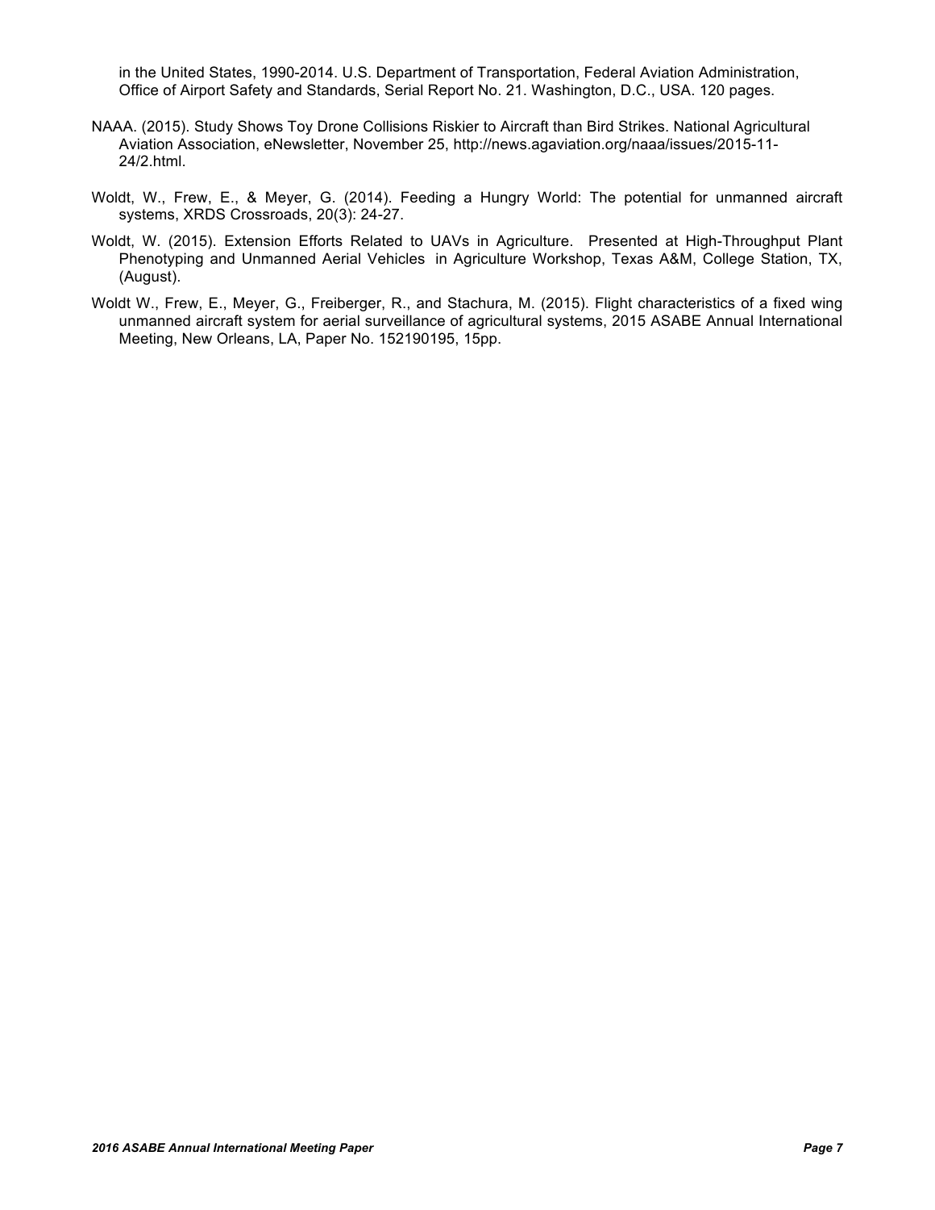in the United States, 1990-2014. U.S. Department of Transportation, Federal Aviation Administration, Office of Airport Safety and Standards, Serial Report No. 21. Washington, D.C., USA. 120 pages.

NAAA. (2015). Study Shows Toy Drone Collisions Riskier to Aircraft than Bird Strikes. National Agricultural Aviation Association, eNewsletter, November 25, http://news.agaviation.org/naaa/issues/2015-11-24/2.html.

Woldt, W., Frew, E., & Meyer, G. (2014). Feeding a Hungry World: The potential for unmanned aircraft systems, XRDS Crossroads, 20(3): 24-27.

Woldt, W. (2015). Extension Efforts Related to UAVs in Agriculture. Presented at High-Throughput Plant Phenotyping and Unmanned Aerial Vehicles in Agriculture Workshop, Texas A&M, College Station, TX, (August).

Woldt W., Frew, E., Meyer, G., Freiberger, R., and Stachura, M. (2015). Flight characteristics of a fixed wing unmanned aircraft system for aerial surveillance of agricultural systems, 2015 ASABE Annual International Meeting, New Orleans, LA, Paper No. 152190195, 15pp.